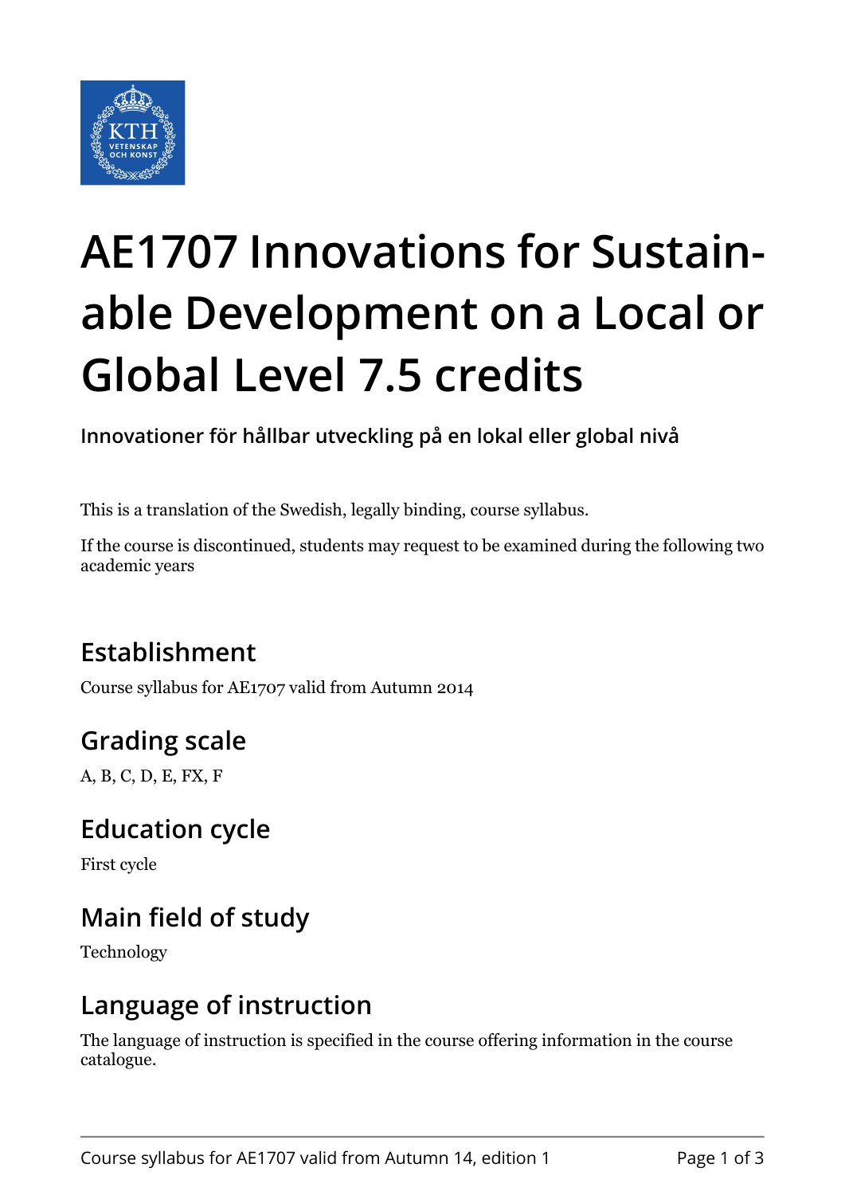# AE1707 Innovations for Sustainable Development on a Local or Global Level 7.5 credits

**Innovationer för hållbar utveckling på en lokal eller global nivå**

This is a translation of the Swedish, legally binding, course syllabus.

If the course is discontinued, students may request to be examined during the following two academic years

## Establishment

Course syllabus for AE1707 valid from Autumn 2014

## Grading scale

A, B, C, D, E, FX, F

## Education cycle

First cycle

## Main field of study

Technology

## Language of instruction

The language of instruction is specified in the course offering information in the course catalogue.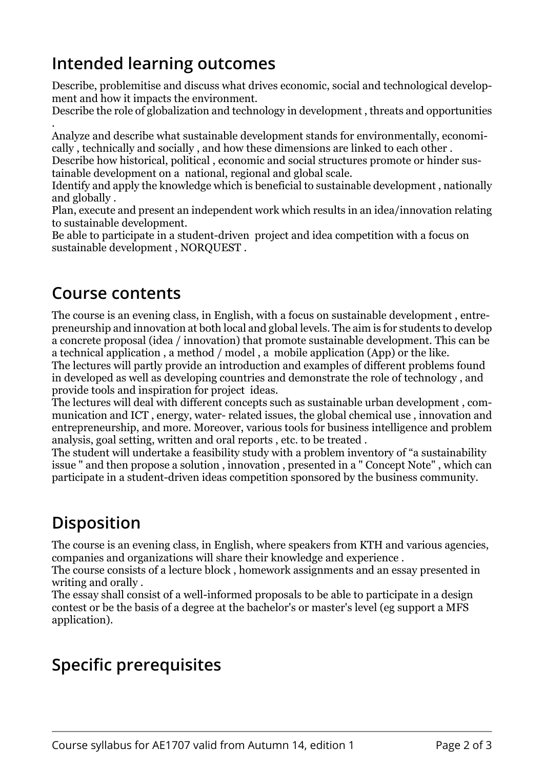## Intended learning outcomes

Describe, problemitise and discuss what drives economic, social and technological development and how it impacts the environment.
Describe the role of globalization and technology in development , threats and opportunities .
Analyze and describe what sustainable development stands for environmentally, economically , technically and socially , and how these dimensions are linked to each other .
Describe how historical, political , economic and social structures promote or hinder sustainable development on a national, regional and global scale.
Identify and apply the knowledge which is beneficial to sustainable development , nationally and globally .
Plan, execute and present an independent work which results in an idea/innovation relating to sustainable development.
Be able to participate in a student-driven project and idea competition with a focus on sustainable development , NORQUEST .

## Course contents

The course is an evening class, in English, with a focus on sustainable development , entrepreneurship and innovation at both local and global levels. The aim is for students to develop a concrete proposal (idea / innovation) that promote sustainable development. This can be a technical application , a method / model , a mobile application (App) or the like.
The lectures will partly provide an introduction and examples of different problems found in developed as well as developing countries and demonstrate the role of technology , and provide tools and inspiration for project ideas.
The lectures will deal with different concepts such as sustainable urban development , communication and ICT , energy, water- related issues, the global chemical use , innovation and entrepreneurship, and more. Moreover, various tools for business intelligence and problem analysis, goal setting, written and oral reports , etc. to be treated .
The student will undertake a feasibility study with a problem inventory of "a sustainability issue " and then propose a solution , innovation , presented in a " Concept Note" , which can participate in a student-driven ideas competition sponsored by the business community.

## Disposition

The course is an evening class, in English, where speakers from KTH and various agencies, companies and organizations will share their knowledge and experience .
The course consists of a lecture block , homework assignments and an essay presented in writing and orally .
The essay shall consist of a well-informed proposals to be able to participate in a design contest or be the basis of a degree at the bachelor's or master's level (eg support a MFS application).

## Specific prerequisites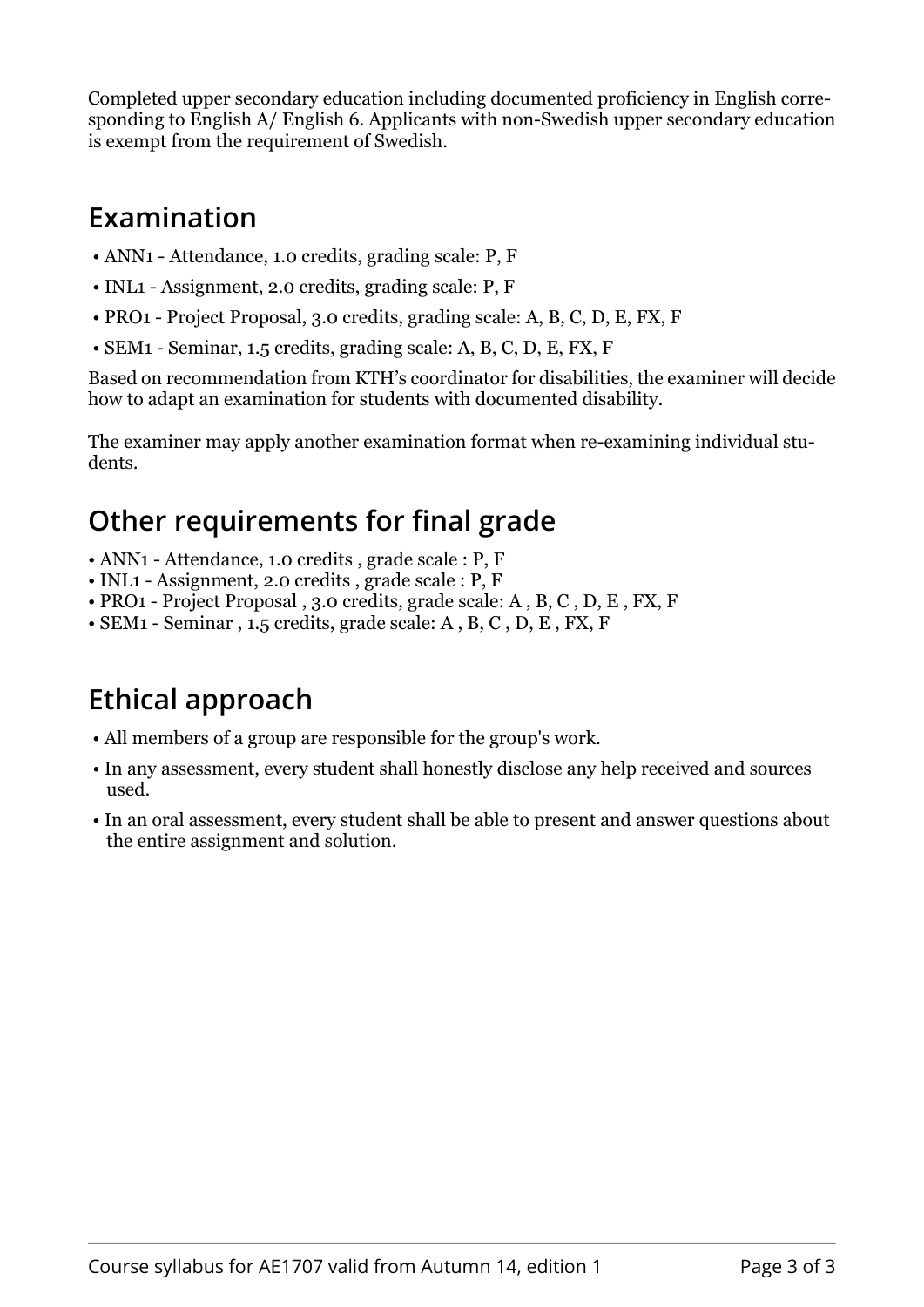Completed upper secondary education including documented proficiency in English corresponding to English A/ English 6. Applicants with non-Swedish upper secondary education is exempt from the requirement of Swedish.

## Examination

- ANN1 - Attendance, 1.0 credits, grading scale: P, F
- INL1 - Assignment, 2.0 credits, grading scale: P, F
- PRO1 - Project Proposal, 3.0 credits, grading scale: A, B, C, D, E, FX, F
- SEM1 - Seminar, 1.5 credits, grading scale: A, B, C, D, E, FX, F

Based on recommendation from KTH's coordinator for disabilities, the examiner will decide how to adapt an examination for students with documented disability.

The examiner may apply another examination format when re-examining individual students.

## Other requirements for final grade

- ANN1 - Attendance, 1.0 credits , grade scale : P, F
- INL1 - Assignment, 2.0 credits , grade scale : P, F
- PRO1 - Project Proposal , 3.0 credits, grade scale: A , B, C , D, E , FX, F
- SEM1 - Seminar , 1.5 credits, grade scale: A , B, C , D, E , FX, F

## Ethical approach

- All members of a group are responsible for the group's work.
- In any assessment, every student shall honestly disclose any help received and sources used.
- In an oral assessment, every student shall be able to present and answer questions about the entire assignment and solution.